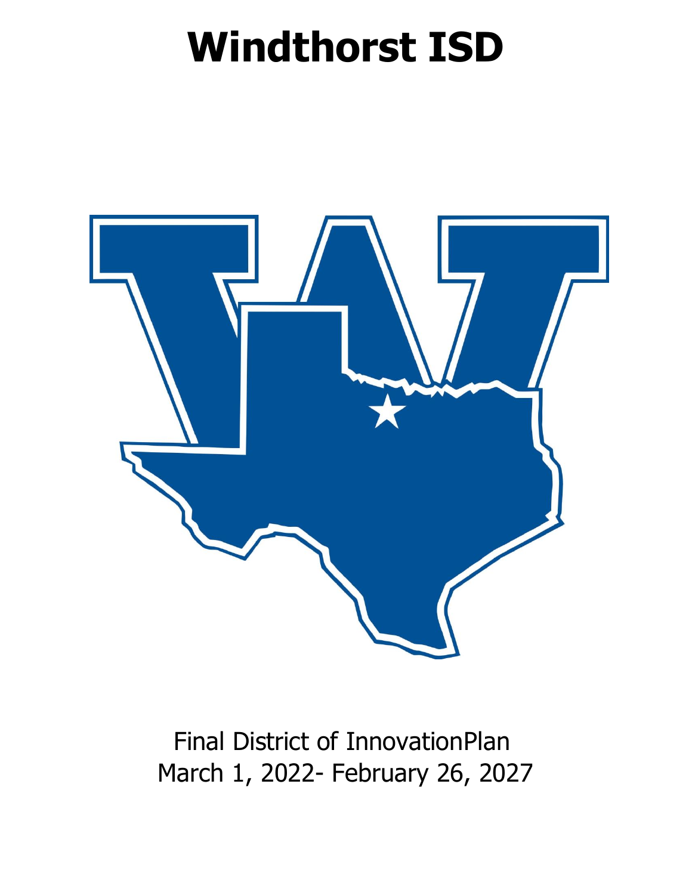# Windthorst ISD

Final District of InnovationPlan
March 1, 2022- February 26, 2027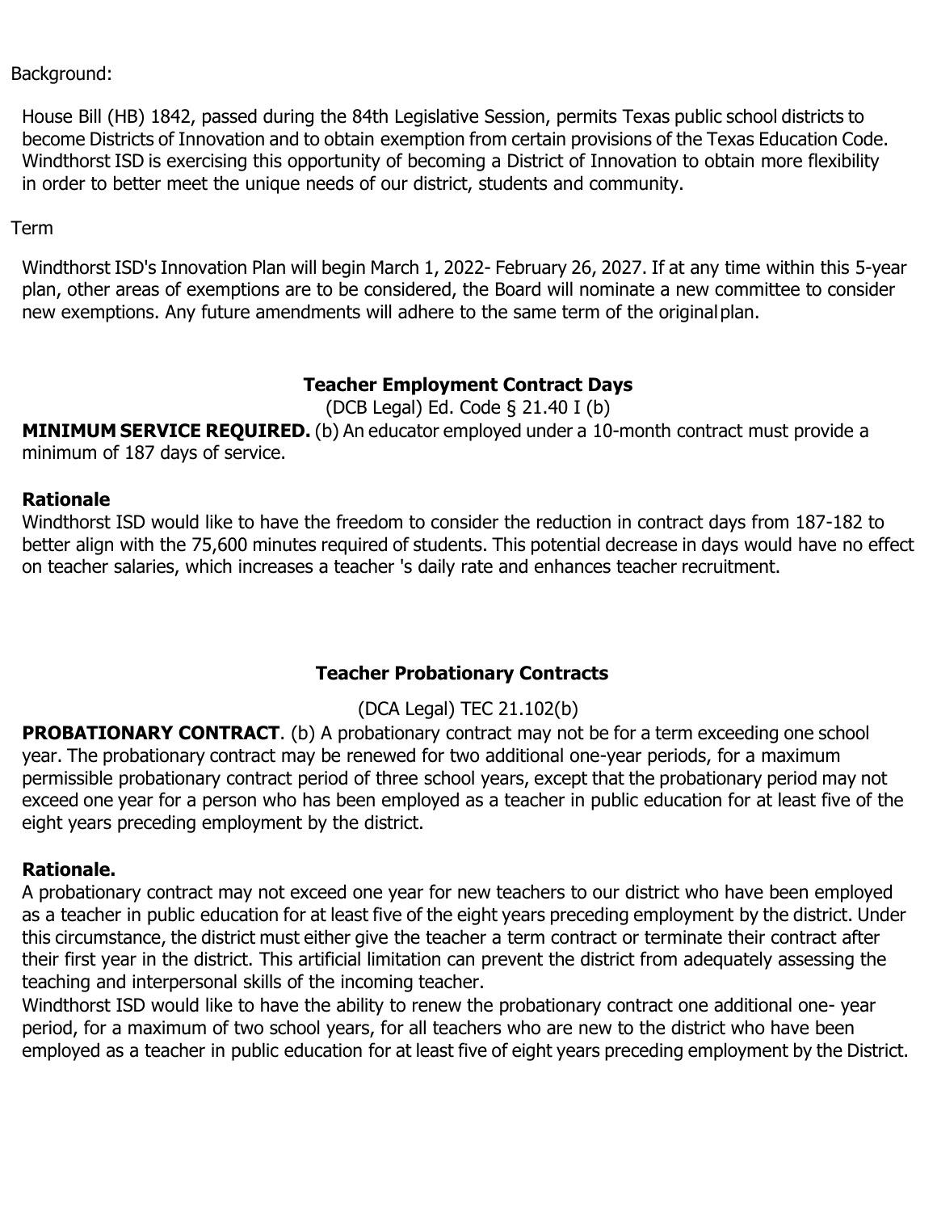Background:

House Bill (HB) 1842, passed during the 84th Legislative Session, permits Texas public school districts to become Districts of Innovation and to obtain exemption from certain provisions of the Texas Education Code. Windthorst ISD is exercising this opportunity of becoming a District of Innovation to obtain more flexibility in order to better meet the unique needs of our district, students and community.

Term

Windthorst ISD's Innovation Plan will begin March 1, 2022- February 26, 2027. If at any time within this 5-year plan, other areas of exemptions are to be considered, the Board will nominate a new committee to consider new exemptions. Any future amendments will adhere to the same term of the original plan.

### Teacher Employment Contract Days

(DCB Legal) Ed. Code § 21.40 I (b)

**MINIMUM SERVICE REQUIRED.** (b) An educator employed under a 10-month contract must provide a minimum of 187 days of service.

**Rationale**

Windthorst ISD would like to have the freedom to consider the reduction in contract days from 187-182 to better align with the 75,600 minutes required of students. This potential decrease in days would have no effect on teacher salaries, which increases a teacher 's daily rate and enhances teacher recruitment.

### Teacher Probationary Contracts

(DCA Legal) TEC 21.102(b)

**PROBATIONARY CONTRACT**. (b) A probationary contract may not be for a term exceeding one school year. The probationary contract may be renewed for two additional one-year periods, for a maximum permissible probationary contract period of three school years, except that the probationary period may not exceed one year for a person who has been employed as a teacher in public education for at least five of the eight years preceding employment by the district.

**Rationale.**

A probationary contract may not exceed one year for new teachers to our district who have been employed as a teacher in public education for at least five of the eight years preceding employment by the district. Under this circumstance, the district must either give the teacher a term contract or terminate their contract after their first year in the district. This artificial limitation can prevent the district from adequately assessing the teaching and interpersonal skills of the incoming teacher.

Windthorst ISD would like to have the ability to renew the probationary contract one additional one- year period, for a maximum of two school years, for all teachers who are new to the district who have been employed as a teacher in public education for at least five of eight years preceding employment by the District.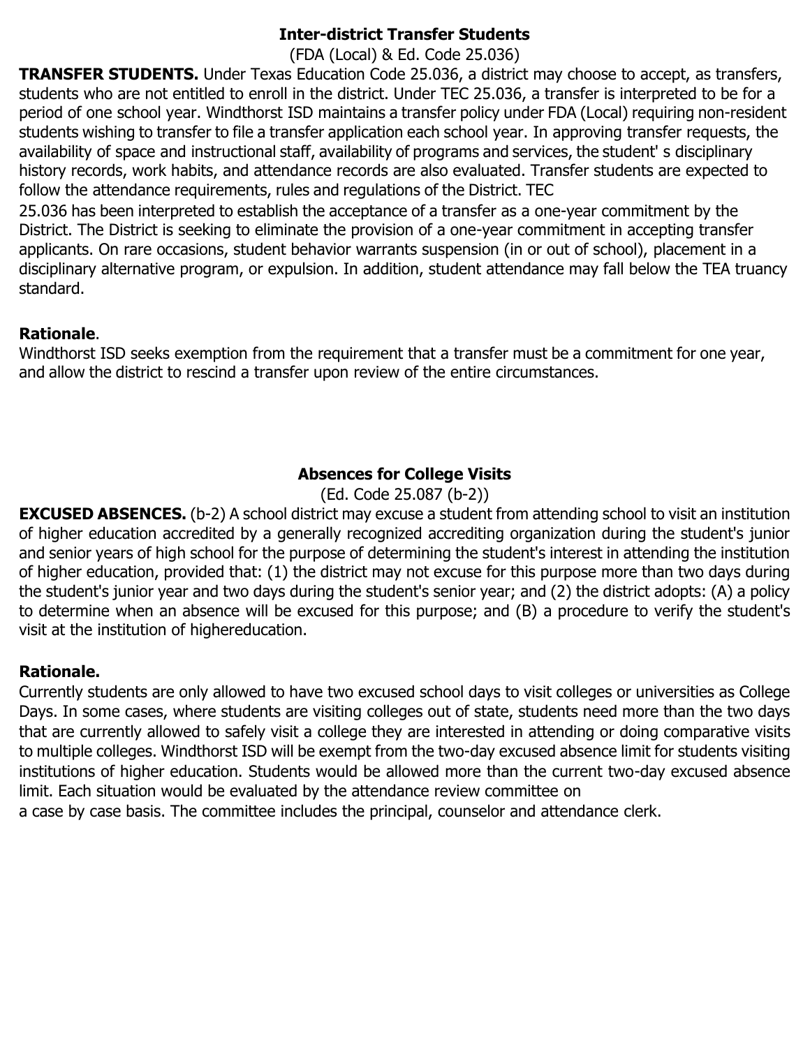## Inter-district Transfer Students

(FDA (Local) & Ed. Code 25.036)

**TRANSFER STUDENTS.** Under Texas Education Code 25.036, a district may choose to accept, as transfers, students who are not entitled to enroll in the district. Under TEC 25.036, a transfer is interpreted to be for a period of one school year. Windthorst ISD maintains a transfer policy under FDA (Local) requiring non-resident students wishing to transfer to file a transfer application each school year. In approving transfer requests, the availability of space and instructional staff, availability of programs and services, the student' s disciplinary history records, work habits, and attendance records are also evaluated. Transfer students are expected to follow the attendance requirements, rules and regulations of the District. TEC 25.036 has been interpreted to establish the acceptance of a transfer as a one-year commitment by the District. The District is seeking to eliminate the provision of a one-year commitment in accepting transfer applicants. On rare occasions, student behavior warrants suspension (in or out of school), placement in a disciplinary alternative program, or expulsion. In addition, student attendance may fall below the TEA truancy standard.

**Rationale**.

Windthorst ISD seeks exemption from the requirement that a transfer must be a commitment for one year, and allow the district to rescind a transfer upon review of the entire circumstances.

## Absences for College Visits

(Ed. Code 25.087 (b-2))

**EXCUSED ABSENCES.** (b-2) A school district may excuse a student from attending school to visit an institution of higher education accredited by a generally recognized accrediting organization during the student's junior and senior years of high school for the purpose of determining the student's interest in attending the institution of higher education, provided that: (1) the district may not excuse for this purpose more than two days during the student's junior year and two days during the student's senior year; and (2) the district adopts: (A) a policy to determine when an absence will be excused for this purpose; and (B) a procedure to verify the student's visit at the institution of highereducation.

**Rationale.**

Currently students are only allowed to have two excused school days to visit colleges or universities as College Days. In some cases, where students are visiting colleges out of state, students need more than the two days that are currently allowed to safely visit a college they are interested in attending or doing comparative visits to multiple colleges. Windthorst ISD will be exempt from the two-day excused absence limit for students visiting institutions of higher education. Students would be allowed more than the current two-day excused absence limit. Each situation would be evaluated by the attendance review committee on a case by case basis. The committee includes the principal, counselor and attendance clerk.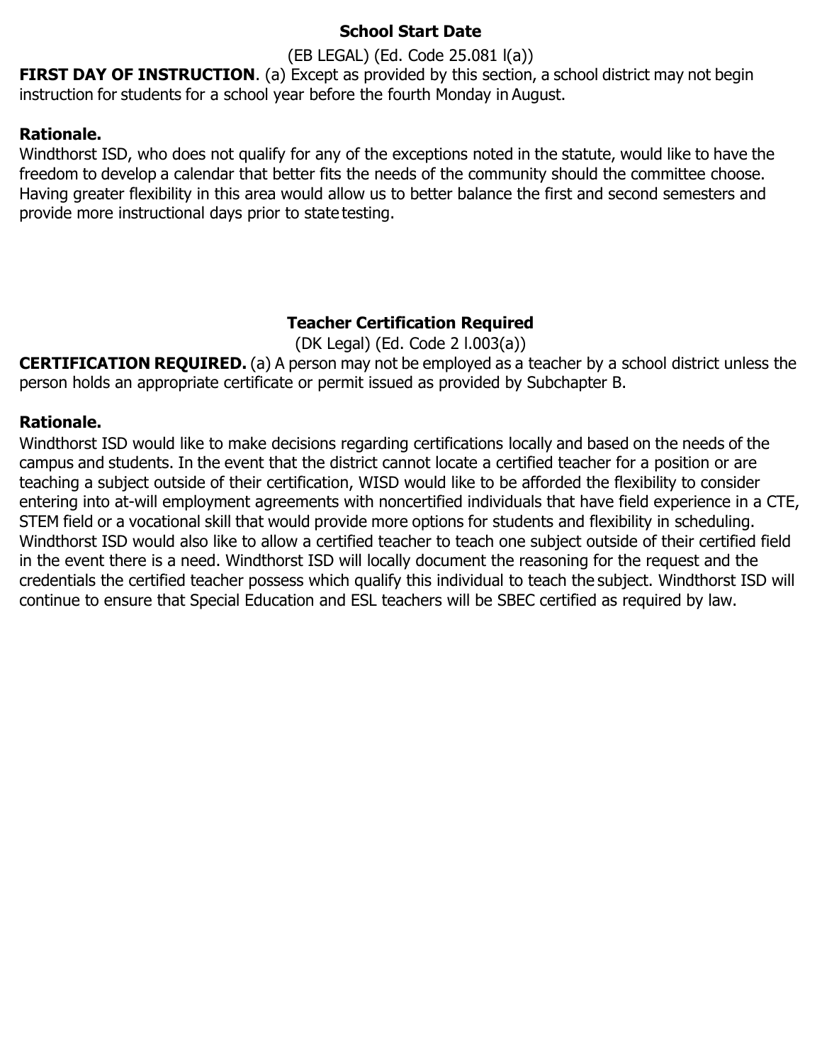## School Start Date

(EB LEGAL) (Ed. Code 25.081 l(a))

**FIRST DAY OF INSTRUCTION**. (a) Except as provided by this section, a school district may not begin instruction for students for a school year before the fourth Monday in August.

**Rationale.**

Windthorst ISD, who does not qualify for any of the exceptions noted in the statute, would like to have the freedom to develop a calendar that better fits the needs of the community should the committee choose. Having greater flexibility in this area would allow us to better balance the first and second semesters and provide more instructional days prior to state testing.

## Teacher Certification Required

(DK Legal) (Ed. Code 2 l.003(a))

**CERTIFICATION REQUIRED.** (a) A person may not be employed as a teacher by a school district unless the person holds an appropriate certificate or permit issued as provided by Subchapter B.

**Rationale.**

Windthorst ISD would like to make decisions regarding certifications locally and based on the needs of the campus and students. In the event that the district cannot locate a certified teacher for a position or are teaching a subject outside of their certification, WISD would like to be afforded the flexibility to consider entering into at-will employment agreements with noncertified individuals that have field experience in a CTE, STEM field or a vocational skill that would provide more options for students and flexibility in scheduling. Windthorst ISD would also like to allow a certified teacher to teach one subject outside of their certified field in the event there is a need. Windthorst ISD will locally document the reasoning for the request and the credentials the certified teacher possess which qualify this individual to teach the subject. Windthorst ISD will continue to ensure that Special Education and ESL teachers will be SBEC certified as required by law.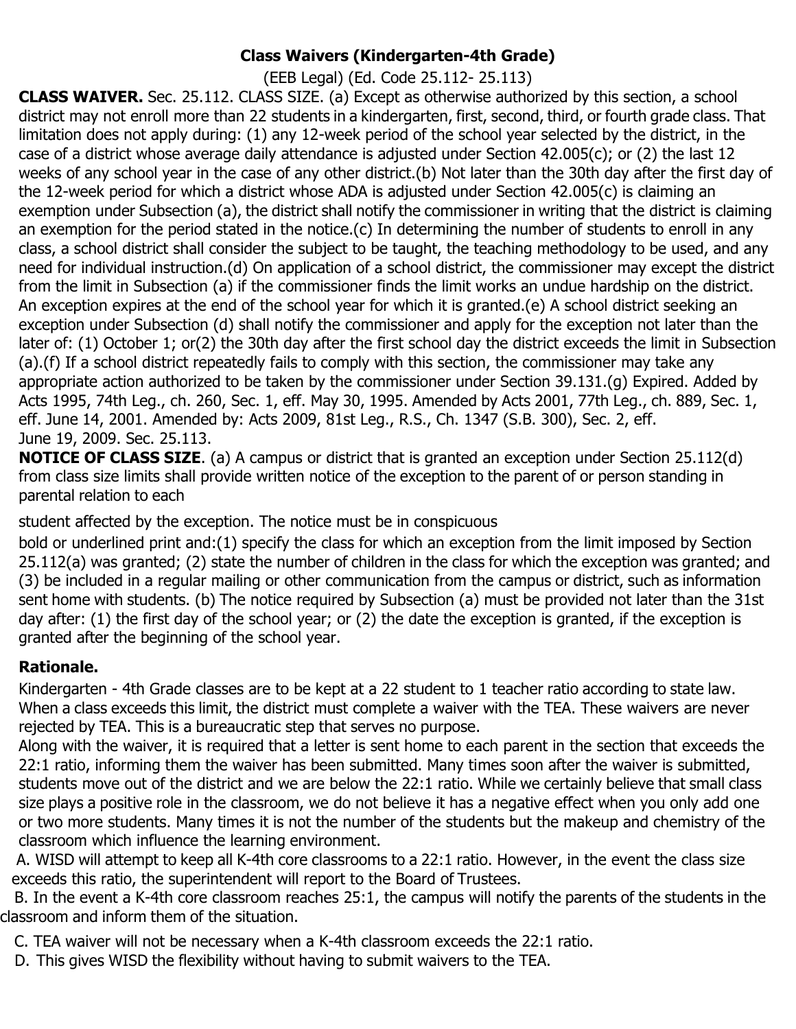## Class Waivers (Kindergarten-4th Grade)

(EEB Legal) (Ed. Code 25.112- 25.113)

**CLASS WAIVER.** Sec. 25.112. CLASS SIZE. (a) Except as otherwise authorized by this section, a school district may not enroll more than 22 students in a kindergarten, first, second, third, or fourth grade class. That limitation does not apply during: (1) any 12-week period of the school year selected by the district, in the case of a district whose average daily attendance is adjusted under Section 42.005(c); or (2) the last 12 weeks of any school year in the case of any other district.(b) Not later than the 30th day after the first day of the 12-week period for which a district whose ADA is adjusted under Section 42.005(c) is claiming an exemption under Subsection (a), the district shall notify the commissioner in writing that the district is claiming an exemption for the period stated in the notice.(c) In determining the number of students to enroll in any class, a school district shall consider the subject to be taught, the teaching methodology to be used, and any need for individual instruction.(d) On application of a school district, the commissioner may except the district from the limit in Subsection (a) if the commissioner finds the limit works an undue hardship on the district. An exception expires at the end of the school year for which it is granted.(e) A school district seeking an exception under Subsection (d) shall notify the commissioner and apply for the exception not later than the later of: (1) October 1; or(2) the 30th day after the first school day the district exceeds the limit in Subsection (a).(f) If a school district repeatedly fails to comply with this section, the commissioner may take any appropriate action authorized to be taken by the commissioner under Section 39.131.(g) Expired. Added by Acts 1995, 74th Leg., ch. 260, Sec. 1, eff. May 30, 1995. Amended by Acts 2001, 77th Leg., ch. 889, Sec. 1, eff. June 14, 2001. Amended by: Acts 2009, 81st Leg., R.S., Ch. 1347 (S.B. 300), Sec. 2, eff. June 19, 2009. Sec. 25.113.

**NOTICE OF CLASS SIZE**. (a) A campus or district that is granted an exception under Section 25.112(d) from class size limits shall provide written notice of the exception to the parent of or person standing in parental relation to each student affected by the exception. The notice must be in conspicuous bold or underlined print and:(1) specify the class for which an exception from the limit imposed by Section 25.112(a) was granted; (2) state the number of children in the class for which the exception was granted; and (3) be included in a regular mailing or other communication from the campus or district, such as information sent home with students. (b) The notice required by Subsection (a) must be provided not later than the 31st day after: (1) the first day of the school year; or (2) the date the exception is granted, if the exception is granted after the beginning of the school year.

**Rationale.**

Kindergarten - 4th Grade classes are to be kept at a 22 student to 1 teacher ratio according to state law. When a class exceeds this limit, the district must complete a waiver with the TEA. These waivers are never rejected by TEA. This is a bureaucratic step that serves no purpose.

Along with the waiver, it is required that a letter is sent home to each parent in the section that exceeds the 22:1 ratio, informing them the waiver has been submitted. Many times soon after the waiver is submitted, students move out of the district and we are below the 22:1 ratio. While we certainly believe that small class size plays a positive role in the classroom, we do not believe it has a negative effect when you only add one or two more students. Many times it is not the number of the students but the makeup and chemistry of the classroom which influence the learning environment.

A. WISD will attempt to keep all K-4th core classrooms to a 22:1 ratio. However, in the event the class size exceeds this ratio, the superintendent will report to the Board of Trustees.

B. In the event a K-4th core classroom reaches 25:1, the campus will notify the parents of the students in the classroom and inform them of the situation.

C. TEA waiver will not be necessary when a K-4th classroom exceeds the 22:1 ratio.

D. This gives WISD the flexibility without having to submit waivers to the TEA.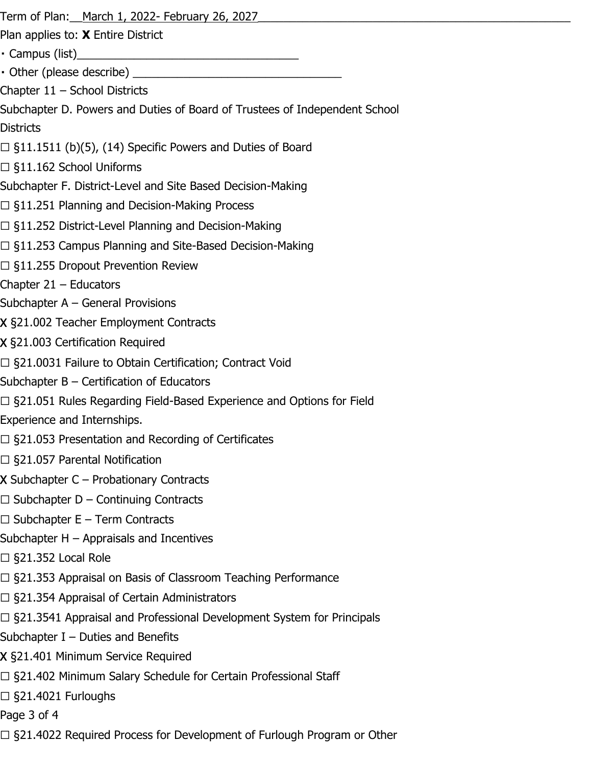Term of Plan: March 1, 2022- February 26, 2027

Plan applies to: **X** Entire District

- Campus (list)\_\_\_\_\_\_\_\_\_\_\_\_\_\_\_\_\_\_\_\_\_\_\_\_\_\_\_\_\_\_\_\_\_\_\_\_
- Other (please describe) \_\_\_\_\_\_\_\_\_\_\_\_\_\_\_\_\_\_\_\_\_\_\_\_\_\_\_\_\_\_\_\_\_\_

Chapter 11 – School Districts

Subchapter D. Powers and Duties of Board of Trustees of Independent School Districts

☐ §11.1511 (b)(5), (14) Specific Powers and Duties of Board

☐ §11.162 School Uniforms

Subchapter F. District-Level and Site Based Decision-Making

☐ §11.251 Planning and Decision-Making Process

☐ §11.252 District-Level Planning and Decision-Making

☐ §11.253 Campus Planning and Site-Based Decision-Making

☐ §11.255 Dropout Prevention Review

Chapter 21 – Educators

Subchapter A – General Provisions

X §21.002 Teacher Employment Contracts

X §21.003 Certification Required

☐ §21.0031 Failure to Obtain Certification; Contract Void

Subchapter B – Certification of Educators

☐ §21.051 Rules Regarding Field-Based Experience and Options for Field Experience and Internships.

☐ §21.053 Presentation and Recording of Certificates

☐ §21.057 Parental Notification

X Subchapter C – Probationary Contracts

☐ Subchapter D – Continuing Contracts

☐ Subchapter E – Term Contracts

Subchapter H – Appraisals and Incentives

☐ §21.352 Local Role

☐ §21.353 Appraisal on Basis of Classroom Teaching Performance

☐ §21.354 Appraisal of Certain Administrators

☐ §21.3541 Appraisal and Professional Development System for Principals

Subchapter I – Duties and Benefits

X §21.401 Minimum Service Required

☐ §21.402 Minimum Salary Schedule for Certain Professional Staff

☐ §21.4021 Furloughs

☐ §21.4022 Required Process for Development of Furlough Program or Other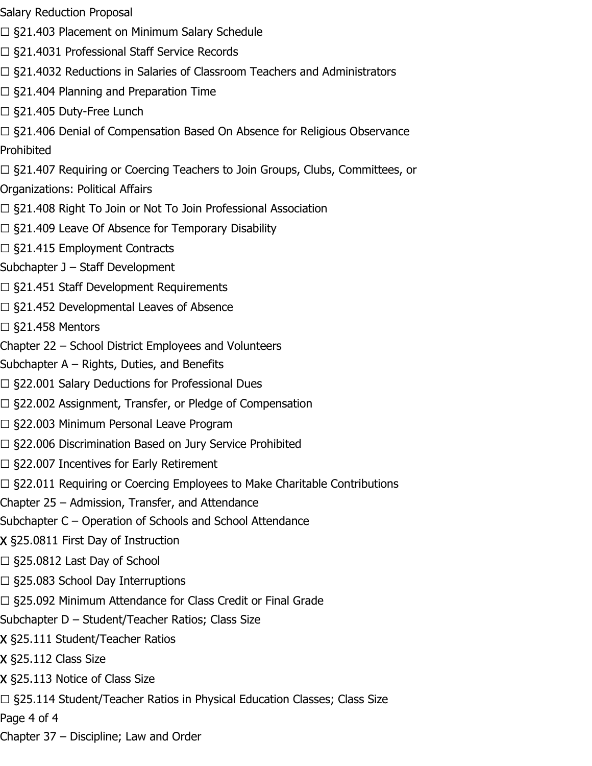Salary Reduction Proposal

☐ §21.403 Placement on Minimum Salary Schedule

☐ §21.4031 Professional Staff Service Records

☐ §21.4032 Reductions in Salaries of Classroom Teachers and Administrators

☐ §21.404 Planning and Preparation Time

☐ §21.405 Duty-Free Lunch

☐ §21.406 Denial of Compensation Based On Absence for Religious Observance Prohibited

☐ §21.407 Requiring or Coercing Teachers to Join Groups, Clubs, Committees, or Organizations: Political Affairs

☐ §21.408 Right To Join or Not To Join Professional Association

☐ §21.409 Leave Of Absence for Temporary Disability

☐ §21.415 Employment Contracts

Subchapter J – Staff Development

☐ §21.451 Staff Development Requirements

☐ §21.452 Developmental Leaves of Absence

☐ §21.458 Mentors

Chapter 22 – School District Employees and Volunteers

Subchapter A – Rights, Duties, and Benefits

☐ §22.001 Salary Deductions for Professional Dues

☐ §22.002 Assignment, Transfer, or Pledge of Compensation

☐ §22.003 Minimum Personal Leave Program

☐ §22.006 Discrimination Based on Jury Service Prohibited

☐ §22.007 Incentives for Early Retirement

☐ §22.011 Requiring or Coercing Employees to Make Charitable Contributions

Chapter 25 – Admission, Transfer, and Attendance

Subchapter C – Operation of Schools and School Attendance

X §25.0811 First Day of Instruction

☐ §25.0812 Last Day of School

☐ §25.083 School Day Interruptions

☐ §25.092 Minimum Attendance for Class Credit or Final Grade

Subchapter D – Student/Teacher Ratios; Class Size

X §25.111 Student/Teacher Ratios

X §25.112 Class Size

X §25.113 Notice of Class Size

☐ §25.114 Student/Teacher Ratios in Physical Education Classes; Class Size

Chapter 37 – Discipline; Law and Order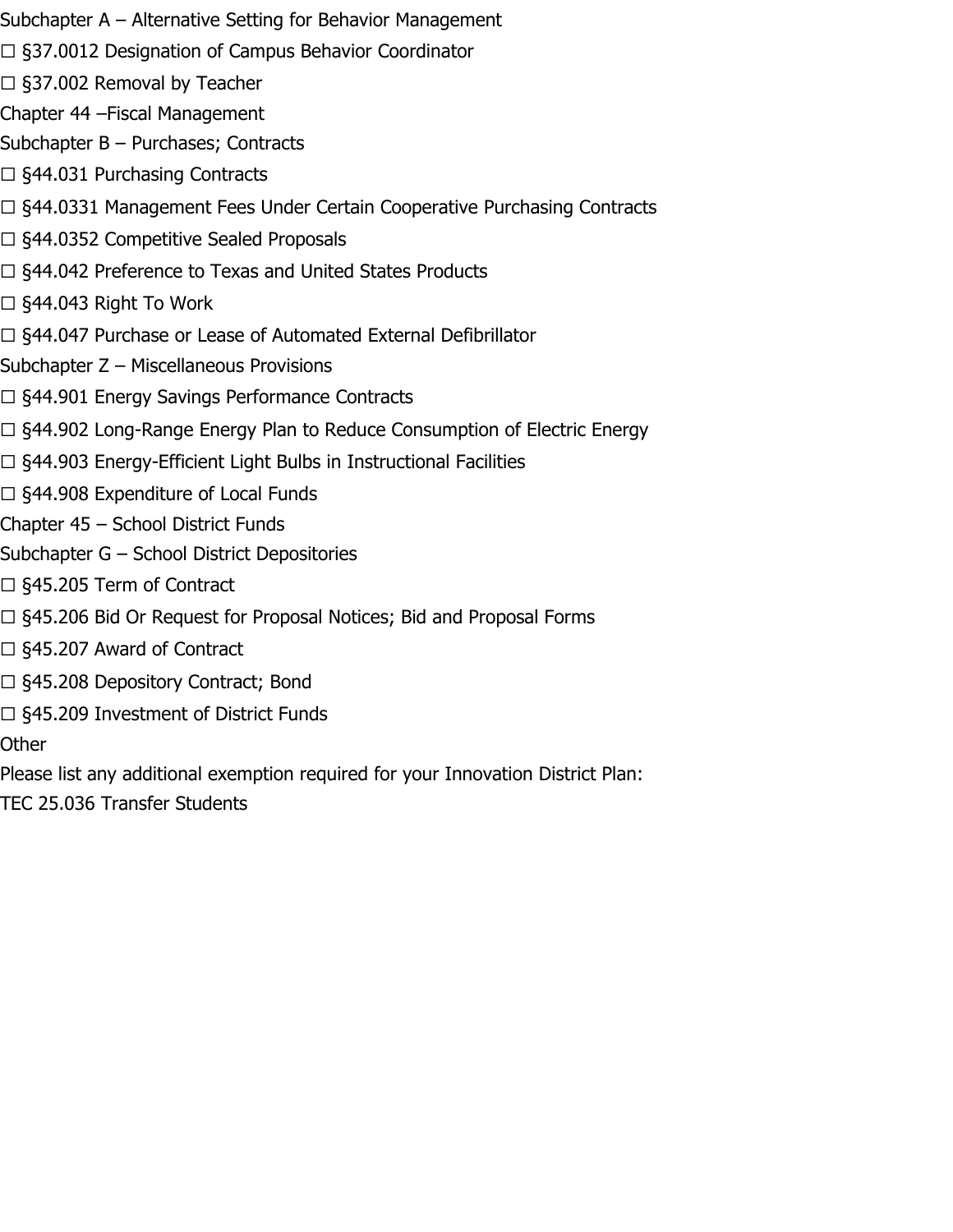Subchapter A – Alternative Setting for Behavior Management

☐ §37.0012 Designation of Campus Behavior Coordinator

☐ §37.002 Removal by Teacher

Chapter 44 –Fiscal Management

Subchapter B – Purchases; Contracts

☐ §44.031 Purchasing Contracts

☐ §44.0331 Management Fees Under Certain Cooperative Purchasing Contracts

☐ §44.0352 Competitive Sealed Proposals

☐ §44.042 Preference to Texas and United States Products

☐ §44.043 Right To Work

☐ §44.047 Purchase or Lease of Automated External Defibrillator

Subchapter Z – Miscellaneous Provisions

☐ §44.901 Energy Savings Performance Contracts

☐ §44.902 Long-Range Energy Plan to Reduce Consumption of Electric Energy

☐ §44.903 Energy-Efficient Light Bulbs in Instructional Facilities

☐ §44.908 Expenditure of Local Funds

Chapter 45 – School District Funds

Subchapter G – School District Depositories

☐ §45.205 Term of Contract

☐ §45.206 Bid Or Request for Proposal Notices; Bid and Proposal Forms

☐ §45.207 Award of Contract

☐ §45.208 Depository Contract; Bond

☐ §45.209 Investment of District Funds

Other

Please list any additional exemption required for your Innovation District Plan:

TEC 25.036 Transfer Students